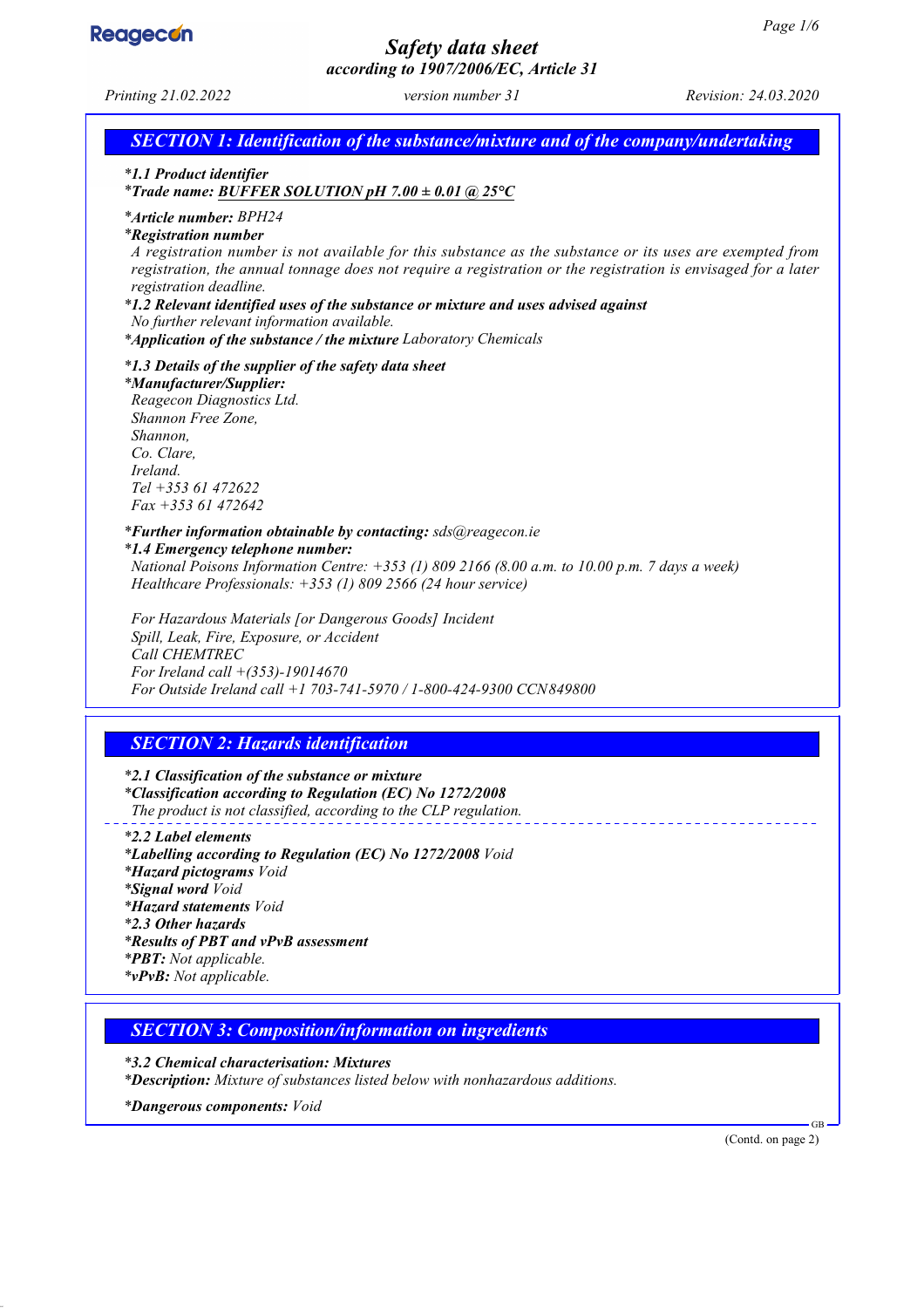# Safety data sheet
## according to 1907/2006/EC, Article 31

Printing 21.02.2022 | version number 31 | Revision: 24.03.2020

## SECTION 1: Identification of the substance/mixture and of the company/undertaking

*\*1.1 Product identifier*
*\*Trade name:* **BUFFER SOLUTION pH 7.00 ± 0.01 @ 25°C**

*\*Article number:* BPH24
*\*Registration number*
A registration number is not available for this substance as the substance or its uses are exempted from registration, the annual tonnage does not require a registration or the registration is envisaged for a later registration deadline.

*\*1.2 Relevant identified uses of the substance or mixture and uses advised against*
No further relevant information available.
*\*Application of the substance / the mixture* Laboratory Chemicals

*\*1.3 Details of the supplier of the safety data sheet*
*\*Manufacturer/Supplier:*
Reagecon Diagnostics Ltd.
Shannon Free Zone,
Shannon,
Co. Clare,
Ireland.
Tel +353 61 472622
Fax +353 61 472642

*\*Further information obtainable by contacting:* sds@reagecon.ie
*\*1.4 Emergency telephone number:*
National Poisons Information Centre: +353 (1) 809 2166 (8.00 a.m. to 10.00 p.m. 7 days a week)
Healthcare Professionals: +353 (1) 809 2566 (24 hour service)

For Hazardous Materials [or Dangerous Goods] Incident
Spill, Leak, Fire, Exposure, or Accident
Call CHEMTREC
For Ireland call +(353)-19014670
For Outside Ireland call +1 703-741-5970 / 1-800-424-9300 CCN849800

## SECTION 2: Hazards identification

*\*2.1 Classification of the substance or mixture*
*\*Classification according to Regulation (EC) No 1272/2008*
The product is not classified, according to the CLP regulation.

*\*2.2 Label elements*
*\*Labelling according to Regulation (EC) No 1272/2008* Void
*\*Hazard pictograms* Void
*\*Signal word* Void
*\*Hazard statements* Void
*\*2.3 Other hazards*
*\*Results of PBT and vPvB assessment*
*\*PBT:* Not applicable.
*\*vPvB:* Not applicable.

## SECTION 3: Composition/information on ingredients

*\*3.2 Chemical characterisation: Mixtures*
*\*Description:* Mixture of substances listed below with nonhazardous additions.

*\*Dangerous components:* Void

(Contd. on page 2)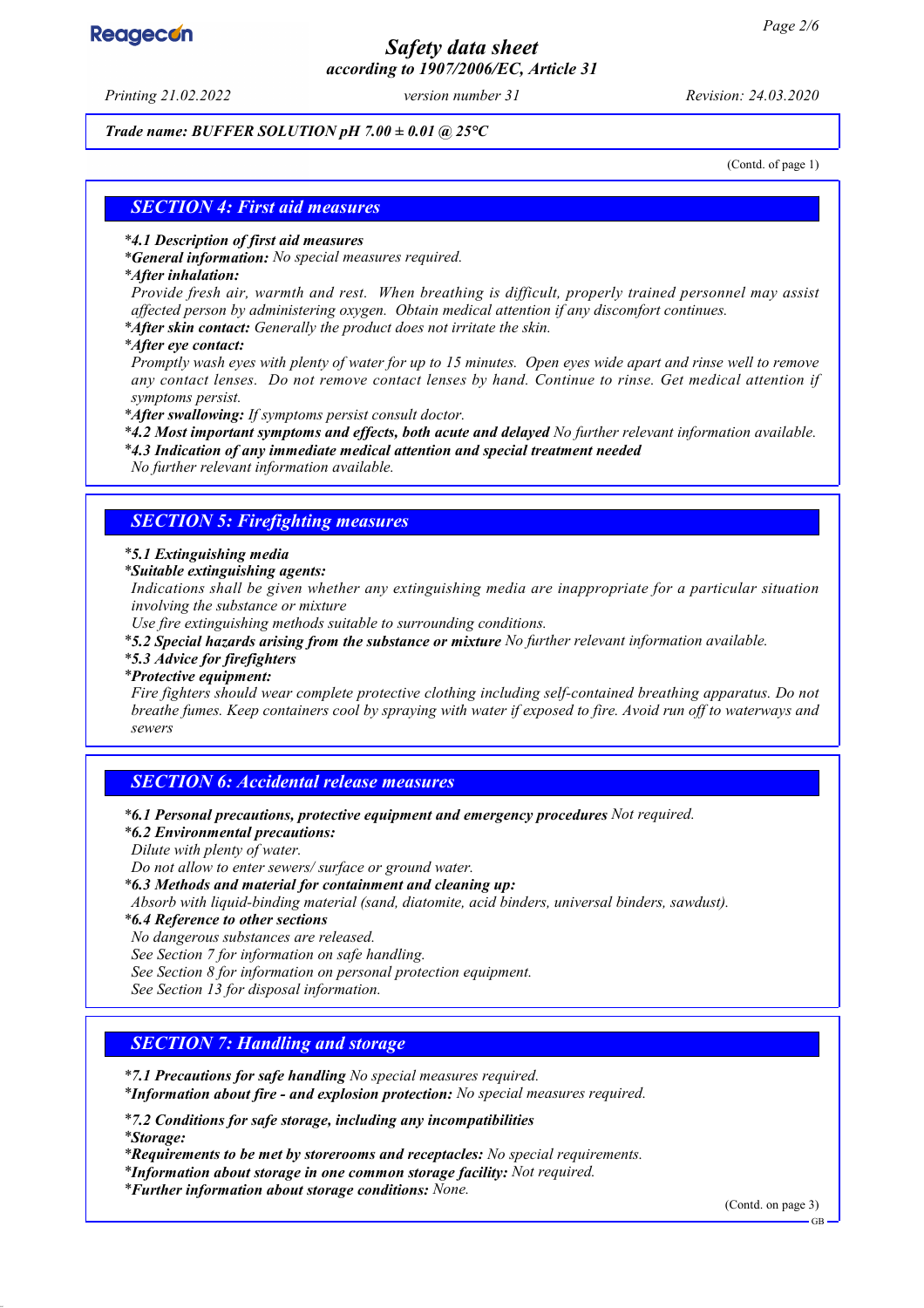**Trade name: BUFFER SOLUTION pH 7.00 ± 0.01 @ 25°C**

(Contd. of page 1)

## SECTION 4: First aid measures

*4.1 Description of first aid measures**
***General information:** No special measures required.
***After inhalation:**
Provide fresh air, warmth and rest. When breathing is difficult, properly trained personnel may assist affected person by administering oxygen. Obtain medical attention if any discomfort continues.
***After skin contact:** Generally the product does not irritate the skin.
***After eye contact:**
Promptly wash eyes with plenty of water for up to 15 minutes. Open eyes wide apart and rinse well to remove any contact lenses. Do not remove contact lenses by hand. Continue to rinse. Get medical attention if symptoms persist.
***After swallowing:** If symptoms persist consult doctor.
***4.2 Most important symptoms and effects, both acute and delayed** No further relevant information available.
***4.3 Indication of any immediate medical attention and special treatment needed**
No further relevant information available.

## SECTION 5: Firefighting measures

***5.1 Extinguishing media**
***Suitable extinguishing agents:**
Indications shall be given whether any extinguishing media are inappropriate for a particular situation involving the substance or mixture
Use fire extinguishing methods suitable to surrounding conditions.
***5.2 Special hazards arising from the substance or mixture** No further relevant information available.
***5.3 Advice for firefighters**
***Protective equipment:**
Fire fighters should wear complete protective clothing including self-contained breathing apparatus. Do not breathe fumes. Keep containers cool by spraying with water if exposed to fire. Avoid run off to waterways and sewers

## SECTION 6: Accidental release measures

***6.1 Personal precautions, protective equipment and emergency procedures** Not required.
***6.2 Environmental precautions:**
Dilute with plenty of water.
Do not allow to enter sewers/ surface or ground water.
***6.3 Methods and material for containment and cleaning up:**
Absorb with liquid-binding material (sand, diatomite, acid binders, universal binders, sawdust).
***6.4 Reference to other sections**
No dangerous substances are released.
See Section 7 for information on safe handling.
See Section 8 for information on personal protection equipment.
See Section 13 for disposal information.

## SECTION 7: Handling and storage

***7.1 Precautions for safe handling** No special measures required.
***Information about fire - and explosion protection:** No special measures required.

***7.2 Conditions for safe storage, including any incompatibilities**
***Storage:**
***Requirements to be met by storerooms and receptacles:** No special requirements.
***Information about storage in one common storage facility:** Not required.
***Further information about storage conditions:** None.

(Contd. on page 3)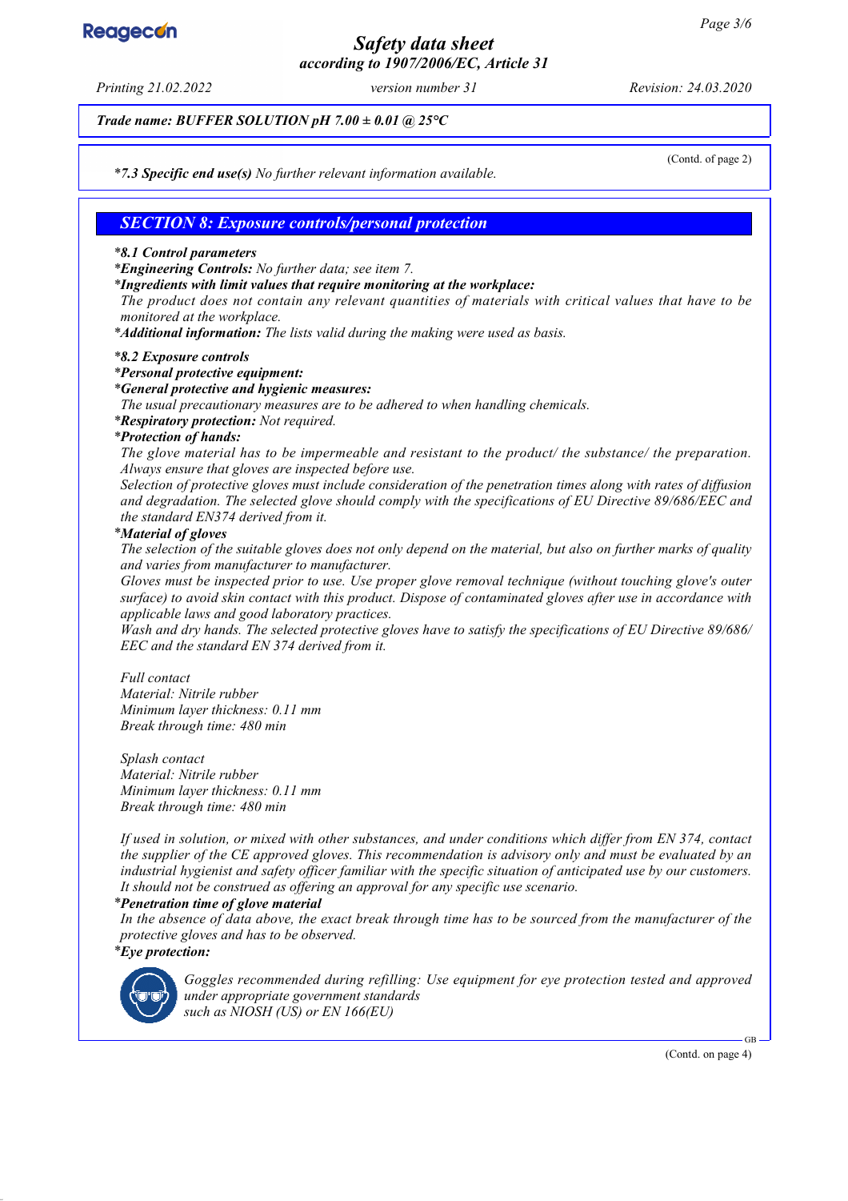*Trade name: BUFFER SOLUTION pH 7.00 ± 0.01 @ 25°C*

(Contd. of page 2)

*\*7.3 Specific end use(s)* No further relevant information available.

## SECTION 8: Exposure controls/personal protection

*\*8.1 Control parameters*

*\*Engineering Controls:* No further data; see item 7.

*\*Ingredients with limit values that require monitoring at the workplace:*

The product does not contain any relevant quantities of materials with critical values that have to be monitored at the workplace.

*\*Additional information:* The lists valid during the making were used as basis.

*\*8.2 Exposure controls*

*\*Personal protective equipment:*

*\*General protective and hygienic measures:*

The usual precautionary measures are to be adhered to when handling chemicals.

*\*Respiratory protection:* Not required.

*\*Protection of hands:*

The glove material has to be impermeable and resistant to the product/ the substance/ the preparation. Always ensure that gloves are inspected before use.

Selection of protective gloves must include consideration of the penetration times along with rates of diffusion and degradation. The selected glove should comply with the specifications of EU Directive 89/686/EEC and the standard EN374 derived from it.

*\*Material of gloves*

The selection of the suitable gloves does not only depend on the material, but also on further marks of quality and varies from manufacturer to manufacturer.

Gloves must be inspected prior to use. Use proper glove removal technique (without touching glove's outer surface) to avoid skin contact with this product. Dispose of contaminated gloves after use in accordance with applicable laws and good laboratory practices.

Wash and dry hands. The selected protective gloves have to satisfy the specifications of EU Directive 89/686/EEC and the standard EN 374 derived from it.

Full contact
Material: Nitrile rubber
Minimum layer thickness: 0.11 mm
Break through time: 480 min

Splash contact
Material: Nitrile rubber
Minimum layer thickness: 0.11 mm
Break through time: 480 min

If used in solution, or mixed with other substances, and under conditions which differ from EN 374, contact the supplier of the CE approved gloves. This recommendation is advisory only and must be evaluated by an industrial hygienist and safety officer familiar with the specific situation of anticipated use by our customers. It should not be construed as offering an approval for any specific use scenario.

*\*Penetration time of glove material*

In the absence of data above, the exact break through time has to be sourced from the manufacturer of the protective gloves and has to be observed.

*\*Eye protection:*

Goggles recommended during refilling: Use equipment for eye protection tested and approved under appropriate government standards such as NIOSH (US) or EN 166(EU)

(Contd. on page 4)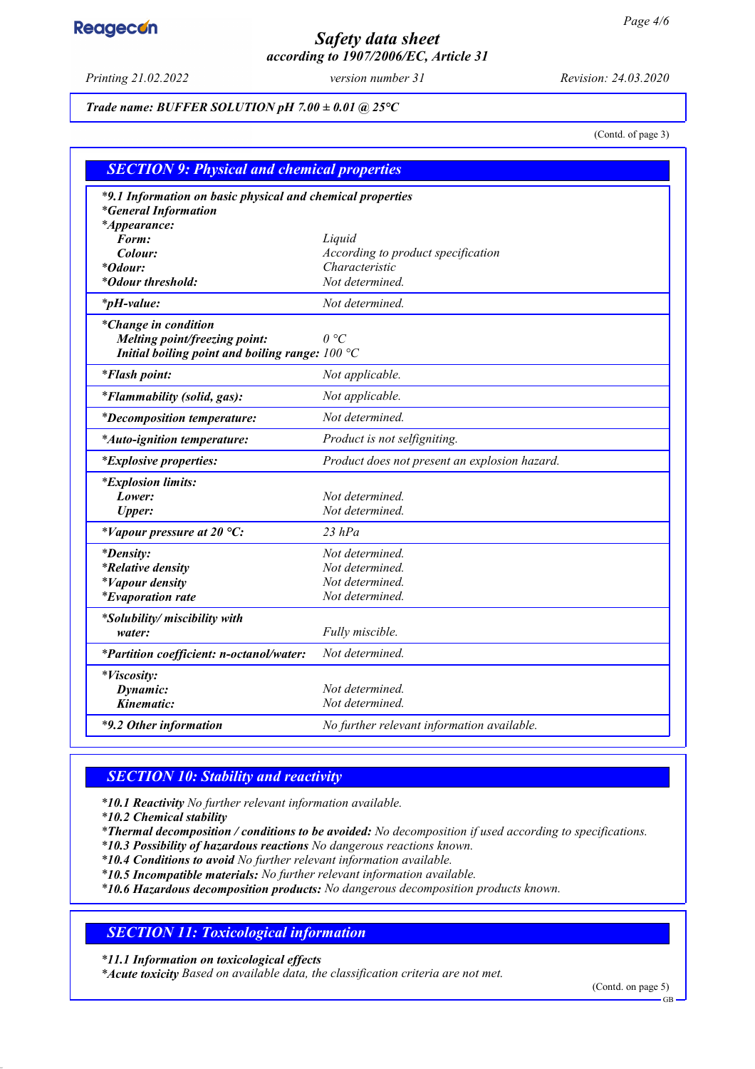*Trade name: BUFFER SOLUTION pH 7.00 ± 0.01 @ 25°C*

(Contd. of page 3)

## SECTION 9: Physical and chemical properties

| | |
|---|---|
| ***9.1 Information on basic physical and chemical properties*** | |
| ***General Information*** | |
| ***Appearance:*** | |
| **Form:** | *Liquid* |
| **Colour:** | *According to product specification* |
| ***Odour:*** | *Characteristic* |
| ***Odour threshold:*** | *Not determined.* |
| ***pH-value:*** | *Not determined.* |
| ***Change in condition*** | |
| **Melting point/freezing point:** | *0 °C* |
| **Initial boiling point and boiling range:** | *100 °C* |
| ***Flash point:*** | *Not applicable.* |
| ***Flammability (solid, gas):*** | *Not applicable.* |
| ***Decomposition temperature:*** | *Not determined.* |
| ***Auto-ignition temperature:*** | *Product is not selfigniting.* |
| ***Explosive properties:*** | *Product does not present an explosion hazard.* |
| ***Explosion limits:*** | |
| **Lower:** | *Not determined.* |
| **Upper:** | *Not determined.* |
| ***Vapour pressure at 20 °C:*** | *23 hPa* |
| ***Density:*** | *Not determined.* |
| ***Relative density*** | *Not determined.* |
| ***Vapour density*** | *Not determined.* |
| ***Evaporation rate*** | *Not determined.* |
| ***Solubility/ miscibility with*** | |
| **water:** | *Fully miscible.* |
| ***Partition coefficient: n-octanol/water:*** | *Not determined.* |
| ***Viscosity:*** | |
| **Dynamic:** | *Not determined.* |
| **Kinematic:** | *Not determined.* |
| ***9.2 Other information*** | *No further relevant information available.* |

## SECTION 10: Stability and reactivity

***10.1 Reactivity*** *No further relevant information available.*
***10.2 Chemical stability***
***Thermal decomposition / conditions to be avoided:*** *No decomposition if used according to specifications.*
***10.3 Possibility of hazardous reactions*** *No dangerous reactions known.*
***10.4 Conditions to avoid*** *No further relevant information available.*
***10.5 Incompatible materials:*** *No further relevant information available.*
***10.6 Hazardous decomposition products:*** *No dangerous decomposition products known.*

## SECTION 11: Toxicological information

***11.1 Information on toxicological effects***
***Acute toxicity*** *Based on available data, the classification criteria are not met.*

(Contd. on page 5)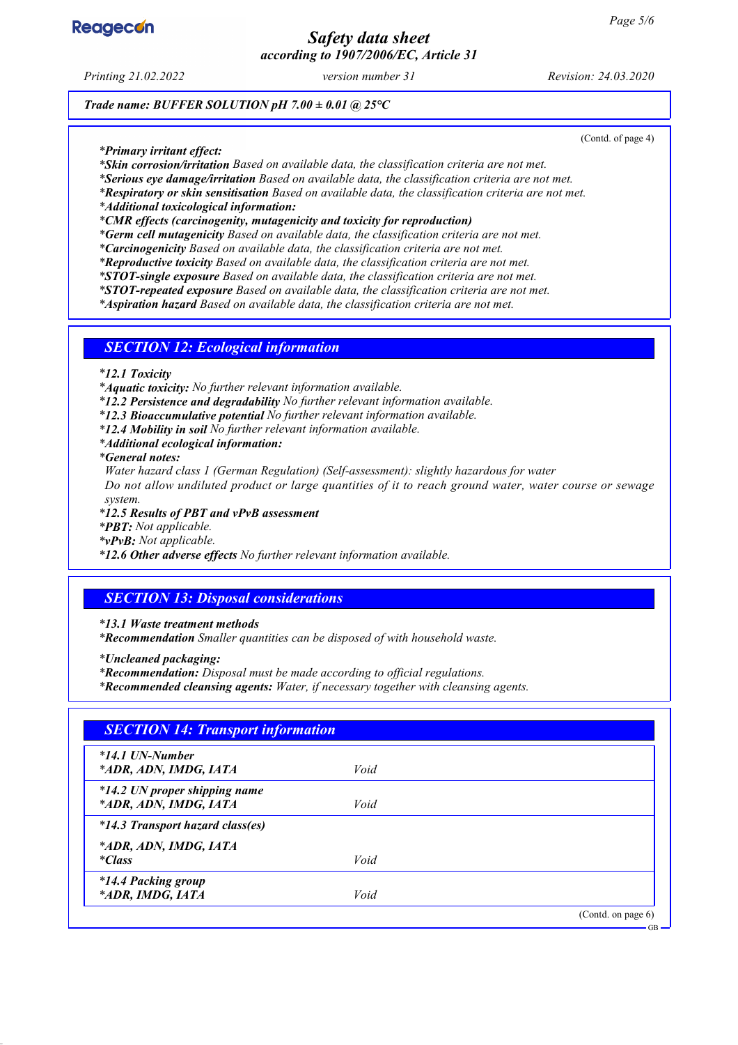*Trade name: BUFFER SOLUTION pH 7.00 ± 0.01 @ 25°C*

(Contd. of page 4)

***Primary irritant effect:***
***Skin corrosion/irritation** Based on available data, the classification criteria are not met.*
***Serious eye damage/irritation** Based on available data, the classification criteria are not met.*
***Respiratory or skin sensitisation** Based on available data, the classification criteria are not met.*
***Additional toxicological information:***
***CMR effects (carcinogenity, mutagenicity and toxicity for reproduction)***
***Germ cell mutagenicity** Based on available data, the classification criteria are not met.*
***Carcinogenicity** Based on available data, the classification criteria are not met.*
***Reproductive toxicity** Based on available data, the classification criteria are not met.*
***STOT-single exposure** Based on available data, the classification criteria are not met.*
***STOT-repeated exposure** Based on available data, the classification criteria are not met.*
***Aspiration hazard** Based on available data, the classification criteria are not met.*

## SECTION 12: Ecological information

***12.1 Toxicity***
***Aquatic toxicity:** No further relevant information available.*
***12.2 Persistence and degradability** No further relevant information available.*
***12.3 Bioaccumulative potential** No further relevant information available.*
***12.4 Mobility in soil** No further relevant information available.*
***Additional ecological information:***
***General notes:***
*Water hazard class 1 (German Regulation) (Self-assessment): slightly hazardous for water*
*Do not allow undiluted product or large quantities of it to reach ground water, water course or sewage system.*
***12.5 Results of PBT and vPvB assessment***
***PBT:** Not applicable.*
***vPvB:** Not applicable.*
***12.6 Other adverse effects** No further relevant information available.*

## SECTION 13: Disposal considerations

***13.1 Waste treatment methods***
***Recommendation** Smaller quantities can be disposed of with household waste.*

***Uncleaned packaging:***
***Recommendation:** Disposal must be made according to official regulations.*
***Recommended cleansing agents:** Water, if necessary together with cleansing agents.*

## SECTION 14: Transport information

| | |
|---|---|
| ***14.1 UN-Number*** <br> ***ADR, ADN, IMDG, IATA*** | *Void* |
| ***14.2 UN proper shipping name*** <br> ***ADR, ADN, IMDG, IATA*** | *Void* |
| ***14.3 Transport hazard class(es)*** | |
| ***ADR, ADN, IMDG, IATA*** <br> ***Class*** | *Void* |
| ***14.4 Packing group*** <br> ***ADR, IMDG, IATA*** | *Void* |

(Contd. on page 6)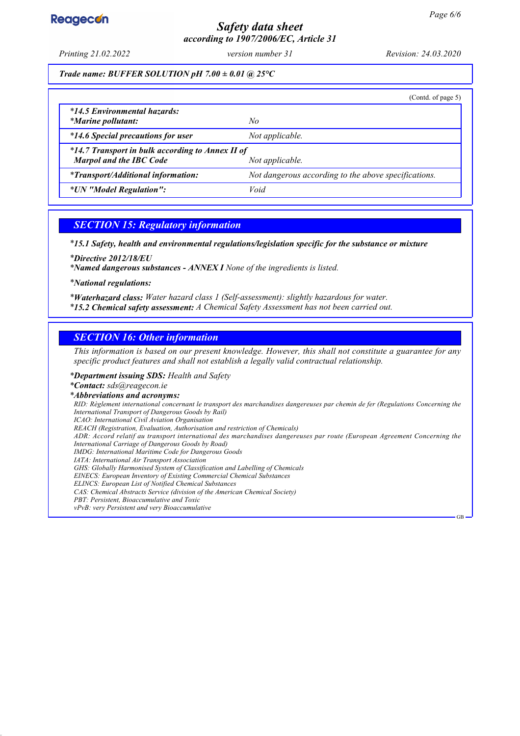*Trade name: BUFFER SOLUTION pH 7.00 ± 0.01 @ 25°C*

(Contd. of page 5)

| | |
|---|---|
| *14.5 Environmental hazards: *Marine pollutant: | No |
| *14.6 Special precautions for user | Not applicable. |
| *14.7 Transport in bulk according to Annex II of Marpol and the IBC Code | Not applicable. |
| *Transport/Additional information: | Not dangerous according to the above specifications. |
| *UN "Model Regulation": | Void |

## SECTION 15: Regulatory information

***15.1 Safety, health and environmental regulations/legislation specific for the substance or mixture***

***Directive 2012/18/EU***
***Named dangerous substances - ANNEX I** None of the ingredients is listed.*

***National regulations:***

***Waterhazard class:** Water hazard class 1 (Self-assessment): slightly hazardous for water.*
***15.2 Chemical safety assessment:** A Chemical Safety Assessment has not been carried out.*

## SECTION 16: Other information

*This information is based on our present knowledge. However, this shall not constitute a guarantee for any specific product features and shall not establish a legally valid contractual relationship.*

***Department issuing SDS:** Health and Safety*
***Contact:** sds@reagecon.ie*
***Abbreviations and acronyms:***
*RID: Règlement international concernant le transport des marchandises dangereuses par chemin de fer (Regulations Concerning the International Transport of Dangerous Goods by Rail)*
*ICAO: International Civil Aviation Organisation*
*REACH (Registration, Evaluation, Authorisation and restriction of Chemicals)*
*ADR: Accord relatif au transport international des marchandises dangereuses par route (European Agreement Concerning the International Carriage of Dangerous Goods by Road)*
*IMDG: International Maritime Code for Dangerous Goods*
*IATA: International Air Transport Association*
*GHS: Globally Harmonised System of Classification and Labelling of Chemicals*
*EINECS: European Inventory of Existing Commercial Chemical Substances*
*ELINCS: European List of Notified Chemical Substances*
*CAS: Chemical Abstracts Service (division of the American Chemical Society)*
*PBT: Persistent, Bioaccumulative and Toxic*
*vPvB: very Persistent and very Bioaccumulative*